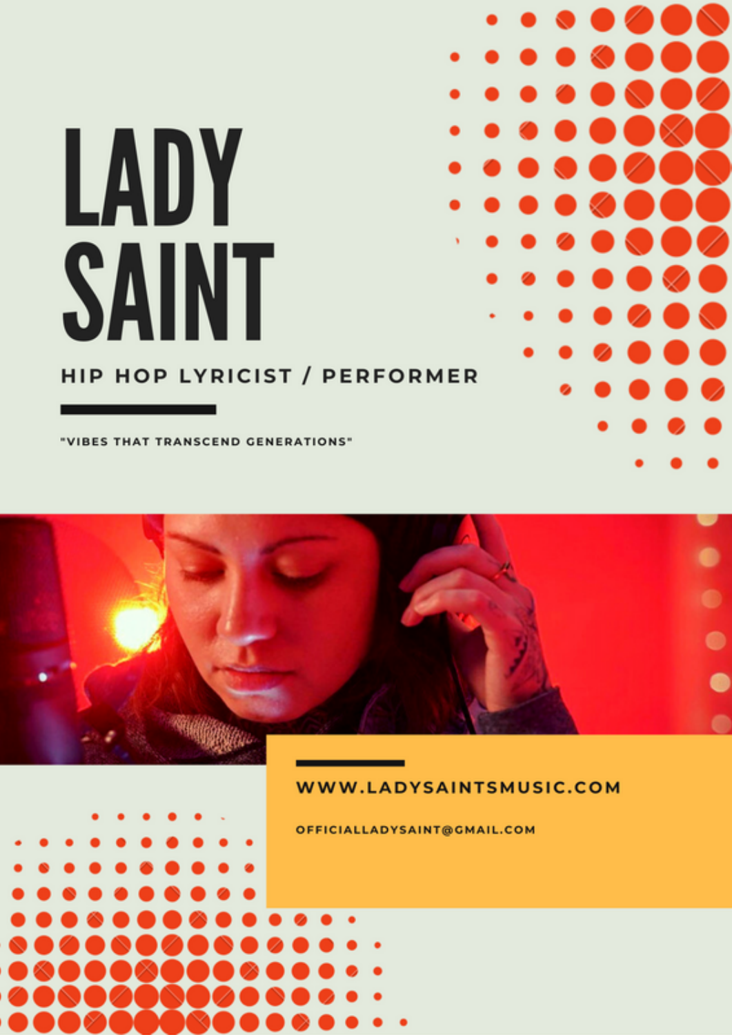# LADY SAINT

## HIP HOP LYRICIST / PERFORMER

"VIBES THAT TRANSCEND GENERATIONS"

WWW.LADYSAINTSMUSIC.COM

OFFICIALLADYSAINT@GMAIL.COM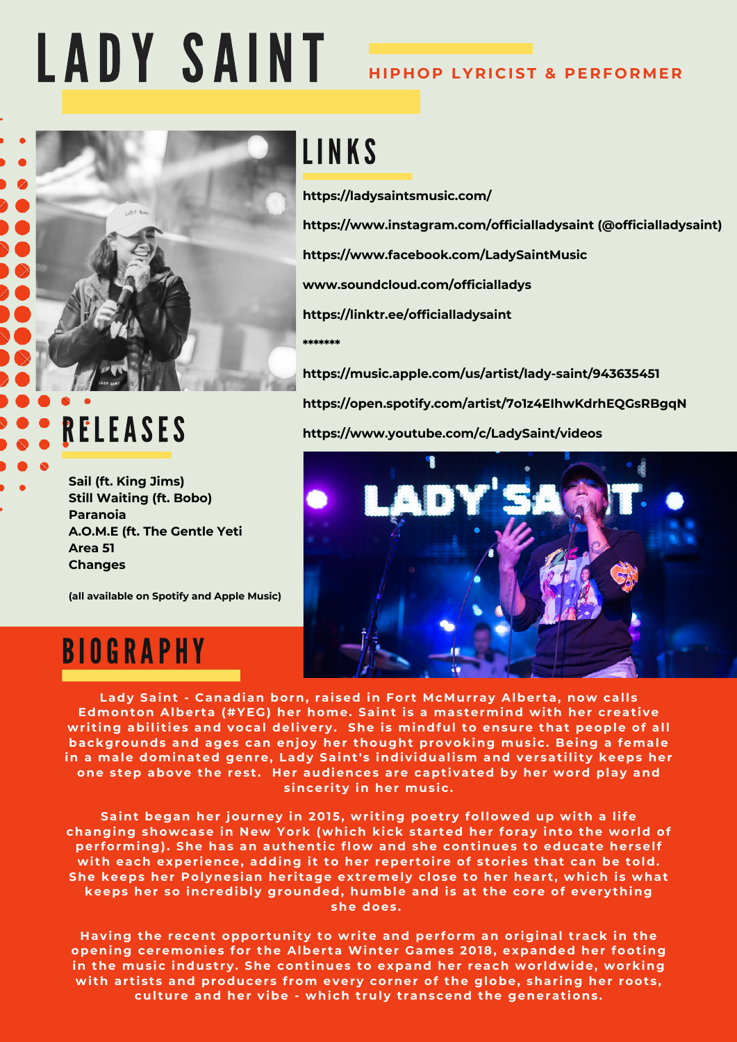# LADY SAINT

**HIPHOP LYRICIST & PERFORMER**

## LINKS

**https://ladysaintsmusic.com/**

**https://www.instagram.com/officialladysaint (@officialladysaint)**

**https://www.facebook.com/LadySaintMusic**

**www.soundcloud.com/officiallads**

**https://linktr.ee/officialladysaint**

*******

**https://music.apple.com/us/artist/lady-saint/943635451**

**https://open.spotify.com/artist/7o1z4EIhwKdrhEQGsRBgqN**

**https://www.youtube.com/c/LadySaint/videos**

## RELEASES

**Sail (ft. King Jims)**
**Still Waiting (ft. Bobo)**
**Paranoia**
**A.O.M.E (ft. The Gentle Yeti**
**Area 51**
**Changes**

**(all available on Spotify and Apple Music)**

## BIOGRAPHY

**Lady Saint - Canadian born, raised in Fort McMurray Alberta, now calls Edmonton Alberta (#YEG) her home. Saint is a mastermind with her creative writing abilities and vocal delivery. She is mindful to ensure that people of all backgrounds and ages can enjoy her thought provoking music. Being a female in a male dominated genre, Lady Saint's individualism and versatility keeps her one step above the rest. Her audiences are captivated by her word play and sincerity in her music.**

**Saint began her journey in 2015, writing poetry followed up with a life changing showcase in New York (which kick started her foray into the world of performing). She has an authentic flow and she continues to educate herself with each experience, adding it to her repertoire of stories that can be told. She keeps her Polynesian heritage extremely close to her heart, which is what keeps her so incredibly grounded, humble and is at the core of everything she does.**

**Having the recent opportunity to write and perform an original track in the opening ceremonies for the Alberta Winter Games 2018, expanded her footing in the music industry. She continues to expand her reach worldwide, working with artists and producers from every corner of the globe, sharing her roots, culture and her vibe - which truly transcend the generations.**